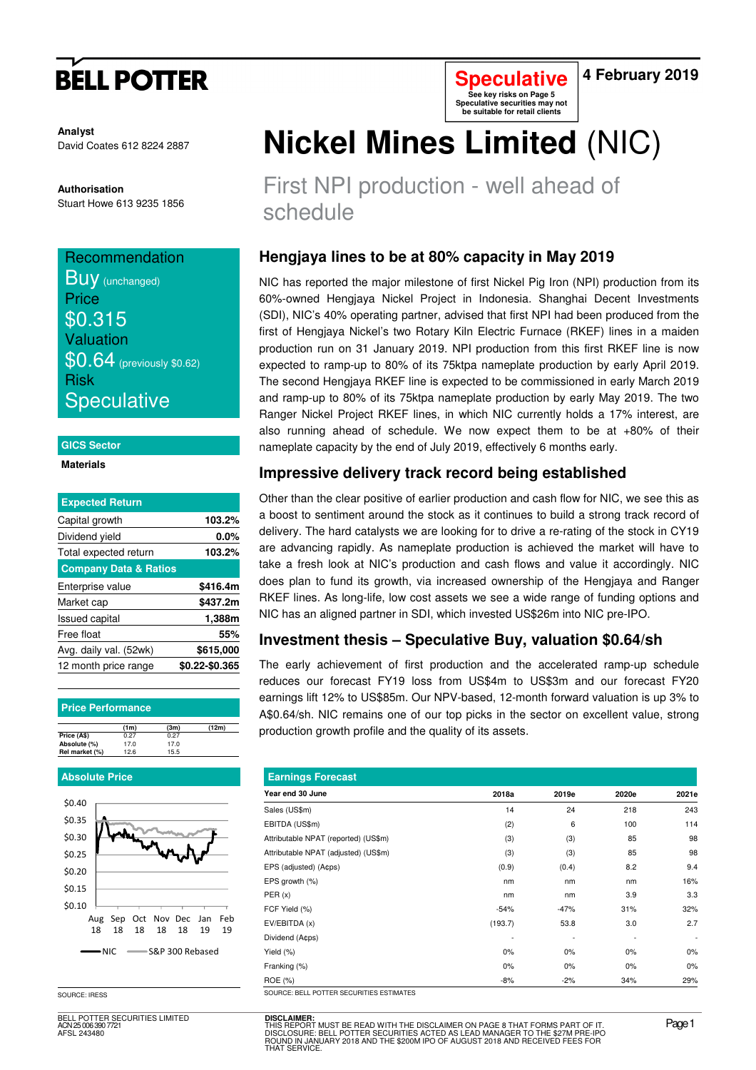BELL POTTER

**Speculative**
See key risks on Page 5
Speculative securities may not be suitable for retail clients

**4 February 2019**

**Analyst**
David Coates 612 8224 2887

**Authorisation**
Stuart Howe 613 9235 1856

# Nickel Mines Limited (NIC)

## First NPI production - well ahead of schedule

Recommendation
**Buy** (unchanged)
Price
**$0.315**
Valuation
**$0.64** (previously $0.62)
Risk
**Speculative**

**GICS Sector**
**Materials**

| Expected Return | |
|---|---|
| Capital growth | 103.2% |
| Dividend yield | 0.0% |
| Total expected return | 103.2% |
| **Company Data & Ratios** | |
| Enterprise value | $416.4m |
| Market cap | $437.2m |
| Issued capital | 1,388m |
| Free float | 55% |
| Avg. daily val. (52wk) | $615,000 |
| 12 month price range | $0.22-$0.365 |

**Price Performance**

| | (1m) | (3m) | (12m) |
|---|---|---|---|
| Price (A$) | 0.27 | 0.27 | |
| Absolute (%) | 17.0 | 17.0 | |
| Rel market (%) | 12.6 | 15.5 | |

**Absolute Price**

NIC — S&P 300 Rebased

SOURCE: IRESS

### Hengjaya lines to be at 80% capacity in May 2019

NIC has reported the major milestone of first Nickel Pig Iron (NPI) production from its 60%-owned Hengjaya Nickel Project in Indonesia. Shanghai Decent Investments (SDI), NIC's 40% operating partner, advised that first NPI had been produced from the first of Hengjaya Nickel's two Rotary Kiln Electric Furnace (RKEF) lines in a maiden production run on 31 January 2019. NPI production from this first RKEF line is now expected to ramp-up to 80% of its 75ktpa nameplate production by early April 2019. The second Hengjaya RKEF line is expected to be commissioned in early March 2019 and ramp-up to 80% of its 75ktpa nameplate production by early May 2019. The two Ranger Nickel Project RKEF lines, in which NIC currently holds a 17% interest, are also running ahead of schedule. We now expect them to be at +80% of their nameplate capacity by the end of July 2019, effectively 6 months early.

### Impressive delivery track record being established

Other than the clear positive of earlier production and cash flow for NIC, we see this as a boost to sentiment around the stock as it continues to build a strong track record of delivery. The hard catalysts we are looking for to drive a re-rating of the stock in CY19 are advancing rapidly. As nameplate production is achieved the market will have to take a fresh look at NIC's production and cash flows and value it accordingly. NIC does plan to fund its growth, via increased ownership of the Hengjaya and Ranger RKEF lines. As long-life, low cost assets we see a wide range of funding options and NIC has an aligned partner in SDI, which invested US$26m into NIC pre-IPO.

### Investment thesis – Speculative Buy, valuation $0.64/sh

The early achievement of first production and the accelerated ramp-up schedule reduces our forecast FY19 loss from US$4m to US$3m and our forecast FY20 earnings lift 12% to US$85m. Our NPV-based, 12-month forward valuation is up 3% to A$0.64/sh. NIC remains one of our top picks in the sector on excellent value, strong production growth profile and the quality of its assets.

**Earnings Forecast**

| Year end 30 June | 2018a | 2019e | 2020e | 2021e |
|---|---|---|---|---|
| Sales (US$m) | 14 | 24 | 218 | 243 |
| EBITDA (US$m) | (2) | 6 | 100 | 114 |
| Attributable NPAT (reported) (US$m) | (3) | (3) | 85 | 98 |
| Attributable NPAT (adjusted) (US$m) | (3) | (3) | 85 | 98 |
| EPS (adjusted) (A¢ps) | (0.9) | (0.4) | 8.2 | 9.4 |
| EPS growth (%) | nm | nm | nm | 16% |
| PER (x) | nm | nm | 3.9 | 3.3 |
| FCF Yield (%) | -54% | -47% | 31% | 32% |
| EV/EBITDA (x) | (193.7) | 53.8 | 3.0 | 2.7 |
| Dividend (A¢ps) | - | - | - | - |
| Yield (%) | 0% | 0% | 0% | 0% |
| Franking (%) | 0% | 0% | 0% | 0% |
| ROE (%) | -8% | -2% | 34% | 29% |

SOURCE: BELL POTTER SECURITIES ESTIMATES

BELL POTTER SECURITIES LIMITED
ACN 25 006 390 7721
AFSL 243480

**DISCLAIMER:**
THIS REPORT MUST BE READ WITH THE DISCLAIMER ON PAGE 8 THAT FORMS PART OF IT.
DISCLOSURE: BELL POTTER SECURITIES ACTED AS LEAD MANAGER TO THE $27M PRE-IPO ROUND IN JANUARY 2018 AND THE $200M IPO OF AUGUST 2018 AND RECEIVED FEES FOR THAT SERVICE.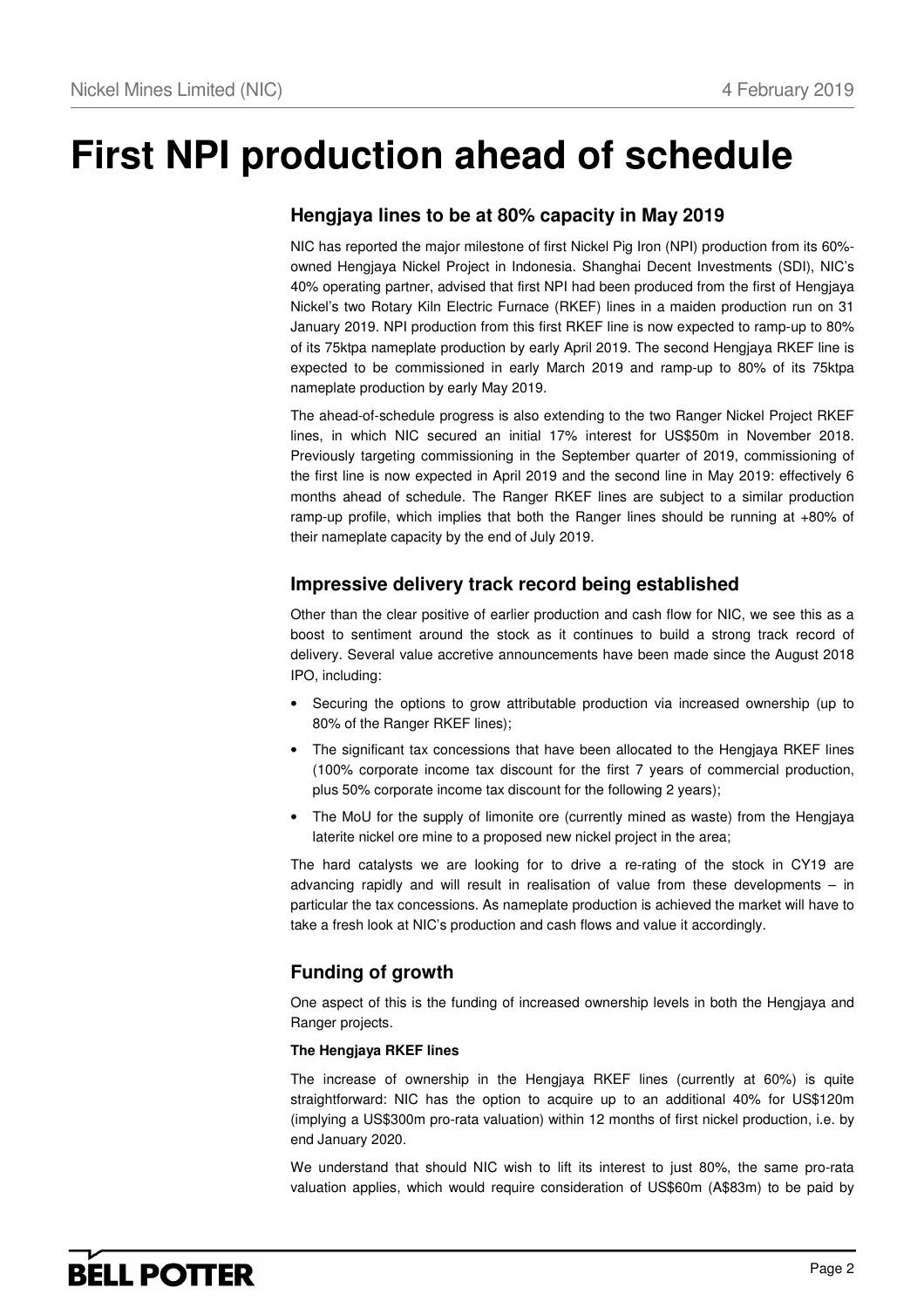# First NPI production ahead of schedule

## Hengjaya lines to be at 80% capacity in May 2019

NIC has reported the major milestone of first Nickel Pig Iron (NPI) production from its 60%-owned Hengjaya Nickel Project in Indonesia. Shanghai Decent Investments (SDI), NIC's 40% operating partner, advised that first NPI had been produced from the first of Hengjaya Nickel's two Rotary Kiln Electric Furnace (RKEF) lines in a maiden production run on 31 January 2019. NPI production from this first RKEF line is now expected to ramp-up to 80% of its 75ktpa nameplate production by early April 2019. The second Hengjaya RKEF line is expected to be commissioned in early March 2019 and ramp-up to 80% of its 75ktpa nameplate production by early May 2019.

The ahead-of-schedule progress is also extending to the two Ranger Nickel Project RKEF lines, in which NIC secured an initial 17% interest for US$50m in November 2018. Previously targeting commissioning in the September quarter of 2019, commissioning of the first line is now expected in April 2019 and the second line in May 2019: effectively 6 months ahead of schedule. The Ranger RKEF lines are subject to a similar production ramp-up profile, which implies that both the Ranger lines should be running at +80% of their nameplate capacity by the end of July 2019.

## Impressive delivery track record being established

Other than the clear positive of earlier production and cash flow for NIC, we see this as a boost to sentiment around the stock as it continues to build a strong track record of delivery. Several value accretive announcements have been made since the August 2018 IPO, including:

- Securing the options to grow attributable production via increased ownership (up to 80% of the Ranger RKEF lines);
- The significant tax concessions that have been allocated to the Hengjaya RKEF lines (100% corporate income tax discount for the first 7 years of commercial production, plus 50% corporate income tax discount for the following 2 years);
- The MoU for the supply of limonite ore (currently mined as waste) from the Hengjaya laterite nickel ore mine to a proposed new nickel project in the area;

The hard catalysts we are looking for to drive a re-rating of the stock in CY19 are advancing rapidly and will result in realisation of value from these developments – in particular the tax concessions. As nameplate production is achieved the market will have to take a fresh look at NIC's production and cash flows and value it accordingly.

## Funding of growth

One aspect of this is the funding of increased ownership levels in both the Hengjaya and Ranger projects.

**The Hengjaya RKEF lines**

The increase of ownership in the Hengjaya RKEF lines (currently at 60%) is quite straightforward: NIC has the option to acquire up to an additional 40% for US$120m (implying a US$300m pro-rata valuation) within 12 months of first nickel production, i.e. by end January 2020.

We understand that should NIC wish to lift its interest to just 80%, the same pro-rata valuation applies, which would require consideration of US$60m (A$83m) to be paid by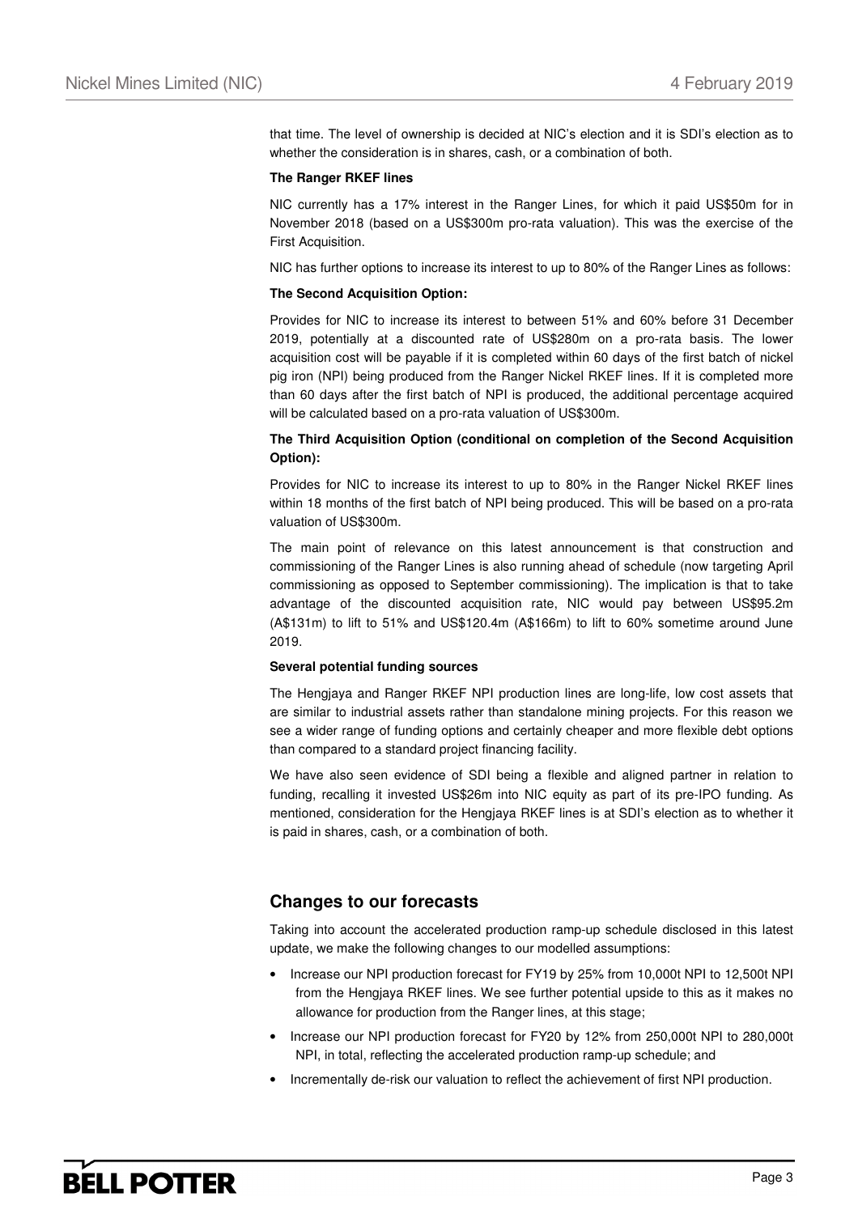that time. The level of ownership is decided at NIC's election and it is SDI's election as to whether the consideration is in shares, cash, or a combination of both.

**The Ranger RKEF lines**

NIC currently has a 17% interest in the Ranger Lines, for which it paid US$50m for in November 2018 (based on a US$300m pro-rata valuation). This was the exercise of the First Acquisition.

NIC has further options to increase its interest to up to 80% of the Ranger Lines as follows:

**The Second Acquisition Option:**

Provides for NIC to increase its interest to between 51% and 60% before 31 December 2019, potentially at a discounted rate of US$280m on a pro-rata basis. The lower acquisition cost will be payable if it is completed within 60 days of the first batch of nickel pig iron (NPI) being produced from the Ranger Nickel RKEF lines. If it is completed more than 60 days after the first batch of NPI is produced, the additional percentage acquired will be calculated based on a pro-rata valuation of US$300m.

**The Third Acquisition Option (conditional on completion of the Second Acquisition Option):**

Provides for NIC to increase its interest to up to 80% in the Ranger Nickel RKEF lines within 18 months of the first batch of NPI being produced. This will be based on a pro-rata valuation of US$300m.

The main point of relevance on this latest announcement is that construction and commissioning of the Ranger Lines is also running ahead of schedule (now targeting April commissioning as opposed to September commissioning). The implication is that to take advantage of the discounted acquisition rate, NIC would pay between US$95.2m (A$131m) to lift to 51% and US$120.4m (A$166m) to lift to 60% sometime around June 2019.

**Several potential funding sources**

The Hengjaya and Ranger RKEF NPI production lines are long-life, low cost assets that are similar to industrial assets rather than standalone mining projects. For this reason we see a wider range of funding options and certainly cheaper and more flexible debt options than compared to a standard project financing facility.

We have also seen evidence of SDI being a flexible and aligned partner in relation to funding, recalling it invested US$26m into NIC equity as part of its pre-IPO funding. As mentioned, consideration for the Hengjaya RKEF lines is at SDI's election as to whether it is paid in shares, cash, or a combination of both.

## Changes to our forecasts

Taking into account the accelerated production ramp-up schedule disclosed in this latest update, we make the following changes to our modelled assumptions:

- Increase our NPI production forecast for FY19 by 25% from 10,000t NPI to 12,500t NPI from the Hengjaya RKEF lines. We see further potential upside to this as it makes no allowance for production from the Ranger lines, at this stage;
- Increase our NPI production forecast for FY20 by 12% from 250,000t NPI to 280,000t NPI, in total, reflecting the accelerated production ramp-up schedule; and
- Incrementally de-risk our valuation to reflect the achievement of first NPI production.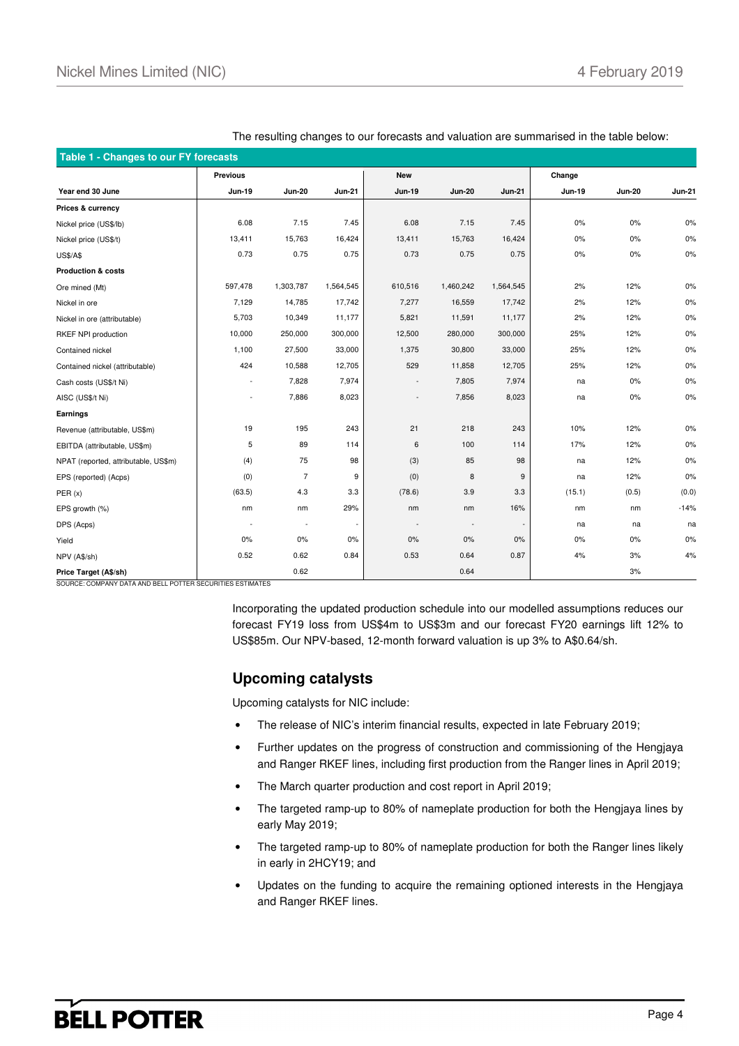The resulting changes to our forecasts and valuation are summarised in the table below:

**Table 1 - Changes to our FY forecasts**

| | Previous | | | New | | | Change | | |
|---|---|---|---|---|---|---|---|---|---|
| **Year end 30 June** | **Jun-19** | **Jun-20** | **Jun-21** | **Jun-19** | **Jun-20** | **Jun-21** | **Jun-19** | **Jun-20** | **Jun-21** |
| **Prices & currency** | | | | | | | | | |
| Nickel price (US$/lb) | 6.08 | 7.15 | 7.45 | 6.08 | 7.15 | 7.45 | 0% | 0% | 0% |
| Nickel price (US$/t) | 13,411 | 15,763 | 16,424 | 13,411 | 15,763 | 16,424 | 0% | 0% | 0% |
| US$/A$ | 0.73 | 0.75 | 0.75 | 0.73 | 0.75 | 0.75 | 0% | 0% | 0% |
| **Production & costs** | | | | | | | | | |
| Ore mined (Mt) | 597,478 | 1,303,787 | 1,564,545 | 610,516 | 1,460,242 | 1,564,545 | 2% | 12% | 0% |
| Nickel in ore | 7,129 | 14,785 | 17,742 | 7,277 | 16,559 | 17,742 | 2% | 12% | 0% |
| Nickel in ore (attributable) | 5,703 | 10,349 | 11,177 | 5,821 | 11,591 | 11,177 | 2% | 12% | 0% |
| RKEF NPI production | 10,000 | 250,000 | 300,000 | 12,500 | 280,000 | 300,000 | 25% | 12% | 0% |
| Contained nickel | 1,100 | 27,500 | 33,000 | 1,375 | 30,800 | 33,000 | 25% | 12% | 0% |
| Contained nickel (attributable) | 424 | 10,588 | 12,705 | 529 | 11,858 | 12,705 | 25% | 12% | 0% |
| Cash costs (US$/t Ni) | - | 7,828 | 7,974 | - | 7,805 | 7,974 | na | 0% | 0% |
| AISC (US$/t Ni) | - | 7,886 | 8,023 | - | 7,856 | 8,023 | na | 0% | 0% |
| **Earnings** | | | | | | | | | |
| Revenue (attributable, US$m) | 19 | 195 | 243 | 21 | 218 | 243 | 10% | 12% | 0% |
| EBITDA (attributable, US$m) | 5 | 89 | 114 | 6 | 100 | 114 | 17% | 12% | 0% |
| NPAT (reported, attributable, US$m) | (4) | 75 | 98 | (3) | 85 | 98 | na | 12% | 0% |
| EPS (reported) (Acps) | (0) | 7 | 9 | (0) | 8 | 9 | na | 12% | 0% |
| PER (x) | (63.5) | 4.3 | 3.3 | (78.6) | 3.9 | 3.3 | (15.1) | (0.5) | (0.0) |
| EPS growth (%) | nm | nm | 29% | nm | nm | 16% | nm | nm | -14% |
| DPS (Acps) | - | - | - | - | - | - | na | na | na |
| Yield | 0% | 0% | 0% | 0% | 0% | 0% | 0% | 0% | 0% |
| NPV (A$/sh) | 0.52 | 0.62 | 0.84 | 0.53 | 0.64 | 0.87 | 4% | 3% | 4% |
| **Price Target (A$/sh)** | | 0.62 | | | 0.64 | | | 3% | |

SOURCE: COMPANY DATA AND BELL POTTER SECURITIES ESTIMATES

Incorporating the updated production schedule into our modelled assumptions reduces our forecast FY19 loss from US$4m to US$3m and our forecast FY20 earnings lift 12% to US$85m. Our NPV-based, 12-month forward valuation is up 3% to A$0.64/sh.

## Upcoming catalysts

Upcoming catalysts for NIC include:

- The release of NIC's interim financial results, expected in late February 2019;
- Further updates on the progress of construction and commissioning of the Hengjaya and Ranger RKEF lines, including first production from the Ranger lines in April 2019;
- The March quarter production and cost report in April 2019;
- The targeted ramp-up to 80% of nameplate production for both the Hengjaya lines by early May 2019;
- The targeted ramp-up to 80% of nameplate production for both the Ranger lines likely in early in 2HCY19; and
- Updates on the funding to acquire the remaining optioned interests in the Hengjaya and Ranger RKEF lines.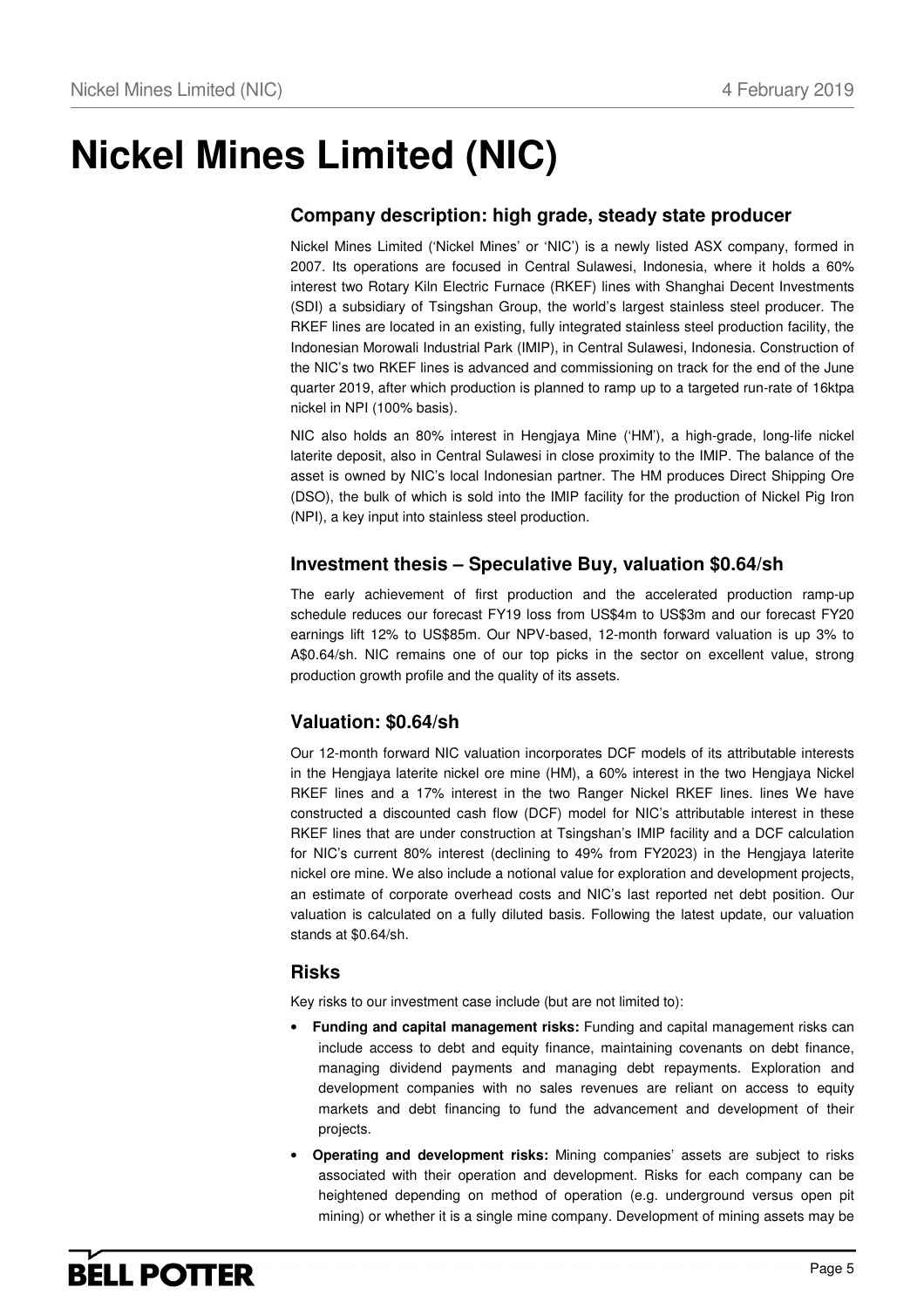# Nickel Mines Limited (NIC)

### Company description: high grade, steady state producer

Nickel Mines Limited ('Nickel Mines' or 'NIC') is a newly listed ASX company, formed in 2007. Its operations are focused in Central Sulawesi, Indonesia, where it holds a 60% interest two Rotary Kiln Electric Furnace (RKEF) lines with Shanghai Decent Investments (SDI) a subsidiary of Tsingshan Group, the world's largest stainless steel producer. The RKEF lines are located in an existing, fully integrated stainless steel production facility, the Indonesian Morowali Industrial Park (IMIP), in Central Sulawesi, Indonesia. Construction of the NIC's two RKEF lines is advanced and commissioning on track for the end of the June quarter 2019, after which production is planned to ramp up to a targeted run-rate of 16ktpa nickel in NPI (100% basis).

NIC also holds an 80% interest in Hengjaya Mine ('HM'), a high-grade, long-life nickel laterite deposit, also in Central Sulawesi in close proximity to the IMIP. The balance of the asset is owned by NIC's local Indonesian partner. The HM produces Direct Shipping Ore (DSO), the bulk of which is sold into the IMIP facility for the production of Nickel Pig Iron (NPI), a key input into stainless steel production.

### Investment thesis – Speculative Buy, valuation $0.64/sh

The early achievement of first production and the accelerated production ramp-up schedule reduces our forecast FY19 loss from US$4m to US$3m and our forecast FY20 earnings lift 12% to US$85m. Our NPV-based, 12-month forward valuation is up 3% to A$0.64/sh. NIC remains one of our top picks in the sector on excellent value, strong production growth profile and the quality of its assets.

### Valuation: $0.64/sh

Our 12-month forward NIC valuation incorporates DCF models of its attributable interests in the Hengjaya laterite nickel ore mine (HM), a 60% interest in the two Hengjaya Nickel RKEF lines and a 17% interest in the two Ranger Nickel RKEF lines. lines We have constructed a discounted cash flow (DCF) model for NIC's attributable interest in these RKEF lines that are under construction at Tsingshan's IMIP facility and a DCF calculation for NIC's current 80% interest (declining to 49% from FY2023) in the Hengjaya laterite nickel ore mine. We also include a notional value for exploration and development projects, an estimate of corporate overhead costs and NIC's last reported net debt position. Our valuation is calculated on a fully diluted basis. Following the latest update, our valuation stands at $0.64/sh.

### Risks

Key risks to our investment case include (but are not limited to):

- **Funding and capital management risks:** Funding and capital management risks can include access to debt and equity finance, maintaining covenants on debt finance, managing dividend payments and managing debt repayments. Exploration and development companies with no sales revenues are reliant on access to equity markets and debt financing to fund the advancement and development of their projects.
- **Operating and development risks:** Mining companies' assets are subject to risks associated with their operation and development. Risks for each company can be heightened depending on method of operation (e.g. underground versus open pit mining) or whether it is a single mine company. Development of mining assets may be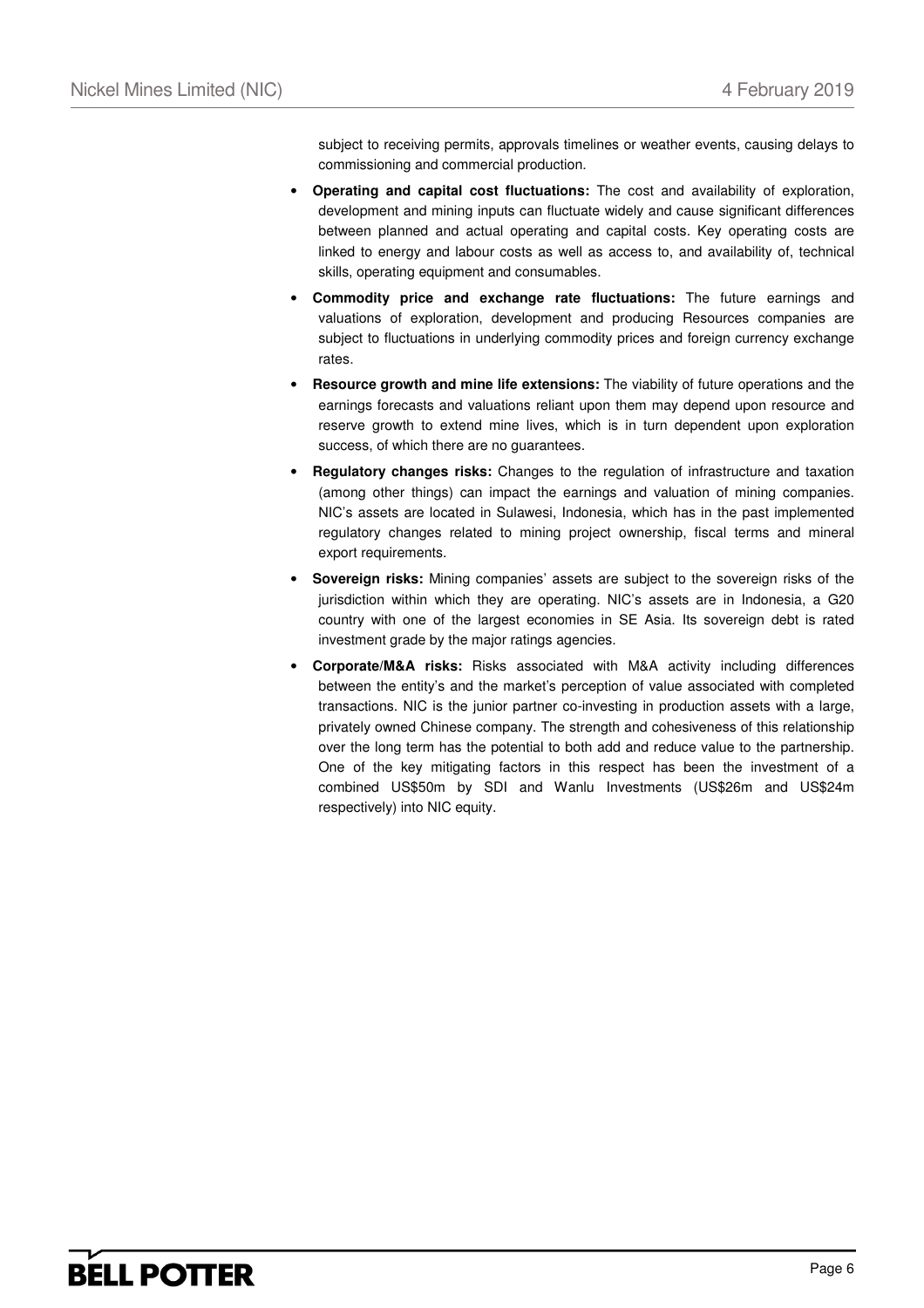subject to receiving permits, approvals timelines or weather events, causing delays to commissioning and commercial production.

- **Operating and capital cost fluctuations:** The cost and availability of exploration, development and mining inputs can fluctuate widely and cause significant differences between planned and actual operating and capital costs. Key operating costs are linked to energy and labour costs as well as access to, and availability of, technical skills, operating equipment and consumables.
- **Commodity price and exchange rate fluctuations:** The future earnings and valuations of exploration, development and producing Resources companies are subject to fluctuations in underlying commodity prices and foreign currency exchange rates.
- **Resource growth and mine life extensions:** The viability of future operations and the earnings forecasts and valuations reliant upon them may depend upon resource and reserve growth to extend mine lives, which is in turn dependent upon exploration success, of which there are no guarantees.
- **Regulatory changes risks:** Changes to the regulation of infrastructure and taxation (among other things) can impact the earnings and valuation of mining companies. NIC's assets are located in Sulawesi, Indonesia, which has in the past implemented regulatory changes related to mining project ownership, fiscal terms and mineral export requirements.
- **Sovereign risks:** Mining companies' assets are subject to the sovereign risks of the jurisdiction within which they are operating. NIC's assets are in Indonesia, a G20 country with one of the largest economies in SE Asia. Its sovereign debt is rated investment grade by the major ratings agencies.
- **Corporate/M&A risks:** Risks associated with M&A activity including differences between the entity's and the market's perception of value associated with completed transactions. NIC is the junior partner co-investing in production assets with a large, privately owned Chinese company. The strength and cohesiveness of this relationship over the long term has the potential to both add and reduce value to the partnership. One of the key mitigating factors in this respect has been the investment of a combined US$50m by SDI and Wanlu Investments (US$26m and US$24m respectively) into NIC equity.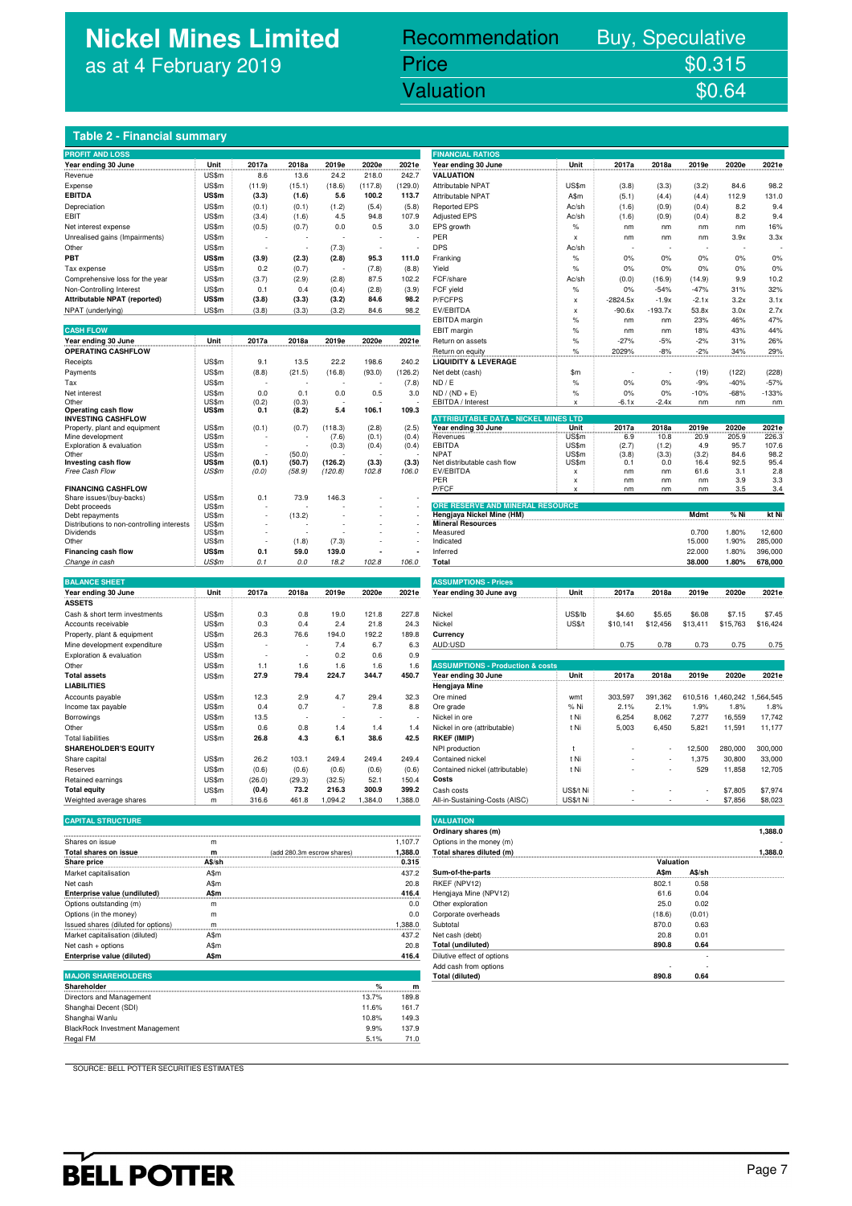# Nickel Mines Limited
as at 4 February 2019

| | |
|---|---|
| Recommendation | Buy, Speculative |
| Price | $0.315 |
| Valuation | $0.64 |

## Table 2 - Financial summary

### PROFIT AND LOSS

| Year ending 30 June | Unit | 2017a | 2018a | 2019e | 2020e | 2021e |
|---|---|---|---|---|---|---|
| Revenue | US$m | 8.6 | 13.6 | 24.2 | 218.0 | 242.7 |
| Expense | US$m | (11.9) | (15.1) | (18.6) | (117.8) | (129.0) |
| **EBITDA** | **US$m** | **(3.3)** | **(1.6)** | **5.6** | **100.2** | **113.7** |
| Depreciation | US$m | (0.1) | (0.1) | (1.2) | (5.4) | (5.8) |
| EBIT | US$m | (3.4) | (1.6) | 4.5 | 94.8 | 107.9 |
| Net interest expense | US$m | (0.5) | (0.7) | 0.0 | 0.5 | 3.0 |
| Unrealised gains (Impairments) | US$m | - | - | - | - | - |
| Other | US$m | - | - | (7.3) | - | - |
| **PBT** | **US$m** | **(3.9)** | **(2.3)** | **(2.8)** | **95.3** | **111.0** |
| Tax expense | US$m | 0.2 | (0.7) | - | (7.8) | (8.8) |
| Comprehensive loss for the year | US$m | (3.7) | (2.9) | (2.8) | 87.5 | 102.2 |
| Non-Controlling Interest | US$m | 0.1 | 0.4 | (0.4) | (2.8) | (3.9) |
| **Attributable NPAT (reported)** | **US$m** | **(3.8)** | **(3.3)** | **(3.2)** | **84.6** | **98.2** |
| NPAT (underlying) | US$m | (3.8) | (3.3) | (3.2) | 84.6 | 98.2 |

### CASH FLOW

| Year ending 30 June | Unit | 2017a | 2018a | 2019e | 2020e | 2021e |
|---|---|---|---|---|---|---|
| **OPERATING CASHFLOW** | | | | | | |
| Receipts | US$m | 9.1 | 13.5 | 22.2 | 198.6 | 240.2 |
| Payments | US$m | (8.8) | (21.5) | (16.8) | (93.0) | (126.2) |
| Tax | US$m | - | - | - | - | (7.8) |
| Net interest | US$m | 0.0 | 0.1 | 0.0 | 0.5 | 3.0 |
| Other | US$m | (0.2) | (0.3) | - | - | - |
| **Operating cash flow** | **US$m** | **0.1** | **(8.2)** | **5.4** | **106.1** | **109.3** |
| **INVESTING CASHFLOW** | | | | | | |
| Property, plant and equipment | US$m | (0.1) | (0.7) | (118.3) | (2.8) | (2.5) |
| Mine development | US$m | - | - | (7.6) | (0.1) | (0.4) |
| Exploration & evaluation | US$m | - | - | (0.3) | (0.4) | (0.4) |
| Other | US$m | - | (50.0) | - | - | - |
| **Investing cash flow** | **US$m** | **(0.1)** | **(50.7)** | **(126.2)** | **(3.3)** | **(3.3)** |
| *Free Cash Flow* | *US$m* | *(0.0)* | *(58.9)* | *(120.8)* | *102.8* | *106.0* |
| **FINANCING CASHFLOW** | | | | | | |
| Share issues/(buy-backs) | US$m | 0.1 | 73.9 | 146.3 | - | - |
| Debt proceeds | US$m | - | - | - | - | - |
| Debt repayments | US$m | - | (13.2) | - | - | - |
| Distributions to non-controlling interests | US$m | - | - | - | - | - |
| Dividends | US$m | - | - | - | - | - |
| Other | US$m | - | (1.8) | (7.3) | - | - |
| **Financing cash flow** | **US$m** | **0.1** | **59.0** | **139.0** | **-** | **-** |
| *Change in cash* | *US$m* | *0.1* | *0.0* | *18.2* | *102.8* | *106.0* |

### BALANCE SHEET

| Year ending 30 June | Unit | 2017a | 2018a | 2019e | 2020e | 2021e |
|---|---|---|---|---|---|---|
| **ASSETS** | | | | | | |
| Cash & short term investments | US$m | 0.3 | 0.8 | 19.0 | 121.8 | 227.8 |
| Accounts receivable | US$m | 0.3 | 0.4 | 2.4 | 21.8 | 24.3 |
| Property, plant & equipment | US$m | 26.3 | 76.6 | 194.0 | 192.2 | 189.8 |
| Mine development expenditure | US$m | - | - | 7.4 | 6.7 | 6.3 |
| Exploration & evaluation | US$m | - | - | 0.2 | 0.6 | 0.9 |
| Other | US$m | 1.1 | 1.6 | 1.6 | 1.6 | 1.6 |
| **Total assets** | **US$m** | **27.9** | **79.4** | **224.7** | **344.7** | **450.7** |
| **LIABILITIES** | | | | | | |
| Accounts payable | US$m | 12.3 | 2.9 | 4.7 | 29.4 | 32.3 |
| Income tax payable | US$m | 0.4 | 0.7 | - | 7.8 | 8.8 |
| Borrowings | US$m | 13.5 | - | - | - | - |
| Other | US$m | 0.6 | 0.8 | 1.4 | 1.4 | 1.4 |
| Total liabilities | US$m | 26.8 | 4.3 | 6.1 | 38.6 | 42.5 |
| **SHAREHOLDER'S EQUITY** | | | | | | |
| Share capital | US$m | 26.2 | 103.1 | 249.4 | 249.4 | 249.4 |
| Reserves | US$m | (0.6) | (0.6) | (0.6) | (0.6) | (0.6) |
| Retained earnings | US$m | (26.0) | (29.3) | (32.5) | 52.1 | 150.4 |
| **Total equity** | **US$m** | **(0.4)** | **73.2** | **216.3** | **300.9** | **399.2** |
| Weighted average shares | m | 316.6 | 461.8 | 1,094.2 | 1,384.0 | 1,388.0 |

### CAPITAL STRUCTURE

| | Unit | | Value |
|---|---|---|---|
| Shares on issue | m | | 1,107.7 |
| **Total shares on issue** | **m** | (add 280.3m escrow shares) | **1,388.0** |
| **Share price** | **A$/sh** | | **0.315** |
| Market capitalisation | A$m | | 437.2 |
| Net cash | A$m | | 20.8 |
| **Enterprise value (undiluted)** | **A$m** | | **416.4** |
| Options outstanding (m) | m | | 0.0 |
| Options (in the money) | m | | 0.0 |
| Issued shares (diluted for options) | m | | 1,388.0 |
| Market capitalisation (diluted) | A$m | | 437.2 |
| Net cash + options | A$m | | 20.8 |
| **Enterprise value (diluted)** | **A$m** | | **416.4** |

### MAJOR SHAREHOLDERS

| Shareholder | % | m |
|---|---|---|
| Directors and Management | 13.7% | 189.8 |
| Shanghai Decent (SDI) | 11.6% | 161.7 |
| Shanghai Wanlu | 10.8% | 149.3 |
| BlackRock Investment Management | 9.9% | 137.9 |
| Regal FM | 5.1% | 71.0 |

### FINANCIAL RATIOS

| Year ending 30 June | Unit | 2017a | 2018a | 2019e | 2020e | 2021e |
|---|---|---|---|---|---|---|
| **VALUATION** | | | | | | |
| Attributable NPAT | US$m | (3.8) | (3.3) | (3.2) | 84.6 | 98.2 |
| Attributable NPAT | A$m | (5.1) | (4.4) | (4.4) | 112.9 | 131.0 |
| Reported EPS | Ac/sh | (1.6) | (0.9) | (0.4) | 8.2 | 9.4 |
| Adjusted EPS | Ac/sh | (1.6) | (0.9) | (0.4) | 8.2 | 9.4 |
| EPS growth | % | nm | nm | nm | nm | 16% |
| PER | x | nm | nm | nm | 3.9x | 3.3x |
| DPS | Ac/sh | - | - | - | - | - |
| Franking | % | 0% | 0% | 0% | 0% | 0% |
| Yield | % | 0% | 0% | 0% | 0% | 0% |
| FCF/share | Ac/sh | (0.0) | (16.9) | (14.9) | 9.9 | 10.2 |
| FCF yield | % | 0% | -54% | -47% | 31% | 32% |
| P/FCFPS | x | -2824.5x | -1.9x | -2.1x | 3.2x | 3.1x |
| EV/EBITDA | x | -90.6x | -193.7x | 53.8x | 3.0x | 2.7x |
| EBITDA margin | % | nm | nm | 23% | 46% | 47% |
| EBIT margin | % | nm | nm | 18% | 43% | 44% |
| Return on assets | % | -27% | -5% | -2% | 31% | 26% |
| Return on equity | % | 2029% | -8% | -2% | 34% | 29% |
| **LIQUIDITY & LEVERAGE** | | | | | | |
| Net debt (cash) | $m | - | - | (19) | (122) | (228) |
| ND / E | % | 0% | 0% | -9% | -40% | -57% |
| ND / (ND + E) | % | 0% | 0% | -10% | -68% | -133% |
| EBITDA / Interest | x | -6.1x | -2.4x | nm | nm | nm |

### ATTRIBUTABLE DATA - NICKEL MINES LTD

| Year ending 30 June | Unit | 2017a | 2018a | 2019e | 2020e | 2021e |
|---|---|---|---|---|---|---|
| Revenues | US$m | 6.9 | 10.8 | 20.9 | 205.9 | 226.3 |
| EBITDA | US$m | (2.7) | (1.2) | 4.9 | 95.7 | 107.6 |
| NPAT | US$m | (3.8) | (3.3) | (3.2) | 84.6 | 98.2 |
| Net distributable cash flow | US$m | 0.1 | 0.0 | 16.4 | 92.5 | 95.4 |
| EV/EBITDA | x | nm | nm | 61.6 | 3.1 | 2.8 |
| PER | x | nm | nm | nm | 3.9 | 3.3 |
| P/FCF | x | nm | nm | nm | 3.5 | 3.4 |

### ORE RESERVE AND MINERAL RESOURCE

| Hengjaya Nickel Mine (HM) | Mdmt | % Ni | kt Ni |
|---|---|---|---|
| **Mineral Resources** | | | |
| Measured | 0.700 | 1.80% | 12,600 |
| Indicated | 15.000 | 1.90% | 285,000 |
| Inferred | 22.000 | 1.80% | 396,000 |
| **Total** | **38.000** | **1.80%** | **678,000** |

### ASSUMPTIONS - Prices

| Year ending 30 June avg | Unit | 2017a | 2018a | 2019e | 2020e | 2021e |
|---|---|---|---|---|---|---|
| Nickel | US$/lb | $4.60 | $5.65 | $6.08 | $7.15 | $7.45 |
| Nickel | US$/t | $10,141 | $12,456 | $13,411 | $15,763 | $16,424 |
| **Currency** | | | | | | |
| AUD:USD | | 0.75 | 0.78 | 0.73 | 0.75 | 0.75 |

### ASSUMPTIONS - Production & costs

| Year ending 30 June | Unit | 2017a | 2018a | 2019e | 2020e | 2021e |
|---|---|---|---|---|---|---|
| **Hengjaya Mine** | | | | | | |
| Ore mined | wmt | 303,597 | 391,362 | 610,516 | 1,460,242 | 1,564,545 |
| Ore grade | % Ni | 2.1% | 2.1% | 1.9% | 1.8% | 1.8% |
| Nickel in ore | t Ni | 6,254 | 8,062 | 7,277 | 16,559 | 17,742 |
| Nickel in ore (attributable) | t Ni | 5,003 | 6,450 | 5,821 | 11,591 | 11,177 |
| **RKEF (IMIP)** | | | | | | |
| NPI production | t | - | - | 12,500 | 280,000 | 300,000 |
| Contained nickel | t Ni | - | - | 1,375 | 30,800 | 33,000 |
| Contained nickel (attributable) | t Ni | - | - | 529 | 11,858 | 12,705 |
| **Costs** | | | | | | |
| Cash costs | US$/t Ni | - | - | - | $7,805 | $7,974 |
| All-in-Sustaining-Costs (AISC) | US$/t Ni | - | - | - | $7,856 | $8,023 |

### VALUATION

| | | |
|---|---|---|
| **Ordinary shares (m)** | | **1,388.0** |
| Options in the money (m) | | - |
| **Total shares diluted (m)** | | **1,388.0** |

| | Valuation | |
|---|---|---|
| **Sum-of-the-parts** | **A$m** | **A$/sh** |
| RKEF (NPV12) | 802.1 | 0.58 |
| Hengjaya Mine (NPV12) | 61.6 | 0.04 |
| Other exploration | 25.0 | 0.02 |
| Corporate overheads | (18.6) | (0.01) |
| Subtotal | 870.0 | 0.63 |
| Net cash (debt) | 20.8 | 0.01 |
| **Total (undiluted)** | **890.8** | **0.64** |
| Dilutive effect of options | | - |
| Add cash from options | - | - |
| **Total (diluted)** | **890.8** | **0.64** |

SOURCE: BELL POTTER SECURITIES ESTIMATES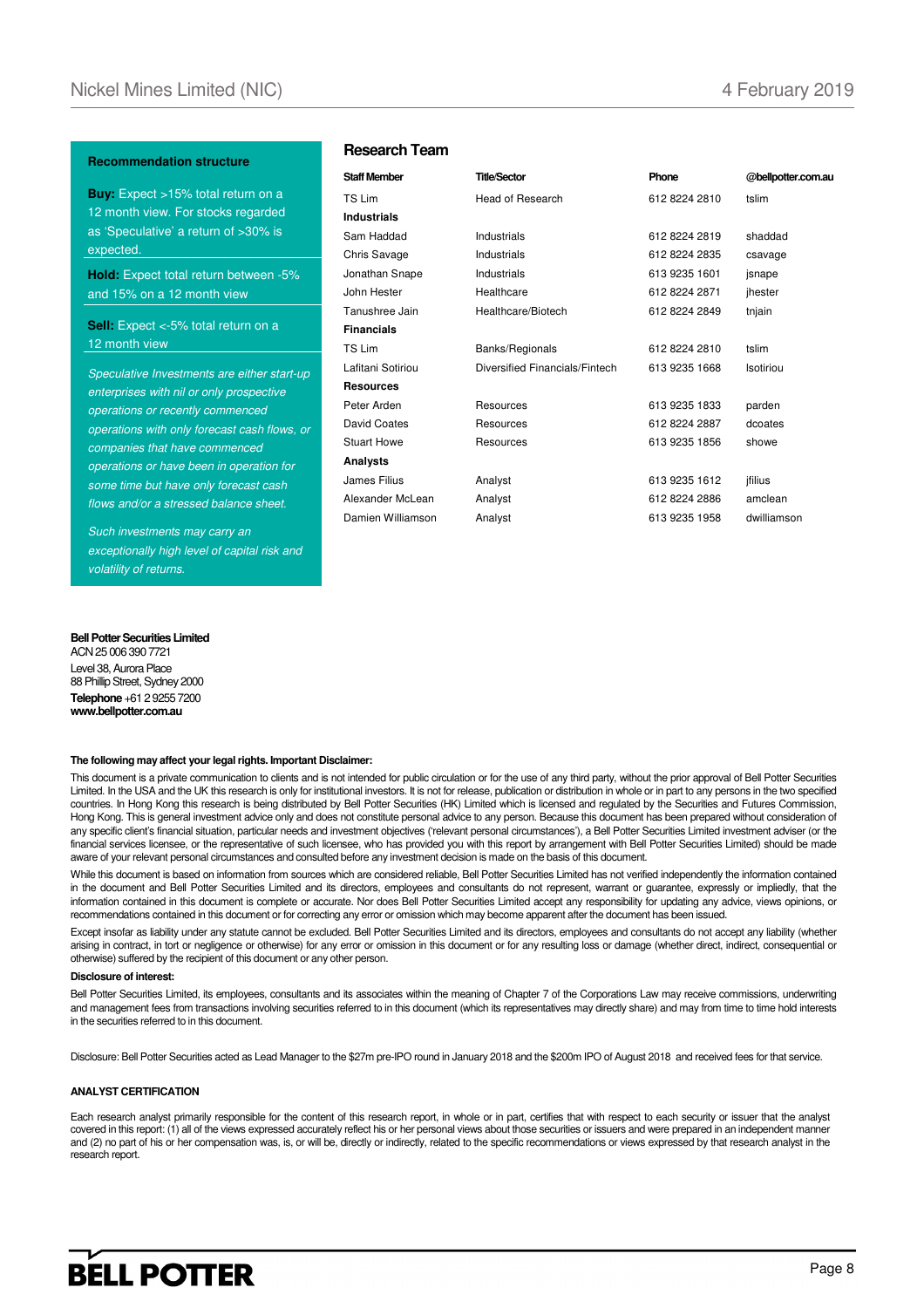**Recommendation structure**

**Buy:** Expect >15% total return on a 12 month view. For stocks regarded as 'Speculative' a return of >30% is expected.

**Hold:** Expect total return between -5% and 15% on a 12 month view

**Sell:** Expect <-5% total return on a 12 month view

*Speculative Investments are either start-up enterprises with nil or only prospective operations or recently commenced operations with only forecast cash flows, or companies that have commenced operations or have been in operation for some time but have only forecast cash flows and/or a stressed balance sheet.*

*Such investments may carry an exceptionally high level of capital risk and volatility of returns.*

## Research Team

| Staff Member | Title/Sector | Phone | @bellpotter.com.au |
|---|---|---|---|
| TS Lim | Head of Research | 612 8224 2810 | tslim |
| **Industrials** | | | |
| Sam Haddad | Industrials | 612 8224 2819 | shaddad |
| Chris Savage | Industrials | 612 8224 2835 | csavage |
| Jonathan Snape | Industrials | 613 9235 1601 | jsnape |
| John Hester | Healthcare | 612 8224 2871 | jhester |
| Tanushree Jain | Healthcare/Biotech | 612 8224 2849 | tnjain |
| **Financials** | | | |
| TS Lim | Banks/Regionals | 612 8224 2810 | tslim |
| Lafitani Sotiriou | Diversified Financials/Fintech | 613 9235 1668 | lsotiriou |
| **Resources** | | | |
| Peter Arden | Resources | 613 9235 1833 | parden |
| David Coates | Resources | 612 8224 2887 | dcoates |
| Stuart Howe | Resources | 613 9235 1856 | showe |
| **Analysts** | | | |
| James Filius | Analyst | 613 9235 1612 | jfilius |
| Alexander McLean | Analyst | 612 8224 2886 | amclean |
| Damien Williamson | Analyst | 613 9235 1958 | dwilliamson |

**Bell Potter Securities Limited**
ACN 25 006 390 7721
Level 38, Aurora Place
88 Phillip Street, Sydney 2000
**Telephone** +61 2 9255 7200
**www.bellpotter.com.au**

**The following may affect your legal rights. Important Disclaimer:**

This document is a private communication to clients and is not intended for public circulation or for the use of any third party, without the prior approval of Bell Potter Securities Limited. In the USA and the UK this research is only for institutional investors. It is not for release, publication or distribution in whole or in part to any persons in the two specified countries. In Hong Kong this research is being distributed by Bell Potter Securities (HK) Limited which is licensed and regulated by the Securities and Futures Commission, Hong Kong. This is general investment advice only and does not constitute personal advice to any person. Because this document has been prepared without consideration of any specific client's financial situation, particular needs and investment objectives ('relevant personal circumstances'), a Bell Potter Securities Limited investment adviser (or the financial services licensee, or the representative of such licensee, who has provided you with this report by arrangement with Bell Potter Securities Limited) should be made aware of your relevant personal circumstances and consulted before any investment decision is made on the basis of this document.

While this document is based on information from sources which are considered reliable, Bell Potter Securities Limited has not verified independently the information contained in the document and Bell Potter Securities Limited and its directors, employees and consultants do not represent, warrant or guarantee, expressly or impliedly, that the information contained in this document is complete or accurate. Nor does Bell Potter Securities Limited accept any responsibility for updating any advice, views opinions, or recommendations contained in this document or for correcting any error or omission which may become apparent after the document has been issued.

Except insofar as liability under any statute cannot be excluded. Bell Potter Securities Limited and its directors, employees and consultants do not accept any liability (whether arising in contract, in tort or negligence or otherwise) for any error or omission in this document or for any resulting loss or damage (whether direct, indirect, consequential or otherwise) suffered by the recipient of this document or any other person.

**Disclosure of interest:**

Bell Potter Securities Limited, its employees, consultants and its associates within the meaning of Chapter 7 of the Corporations Law may receive commissions, underwriting and management fees from transactions involving securities referred to in this document (which its representatives may directly share) and may from time to time hold interests in the securities referred to in this document.

Disclosure: Bell Potter Securities acted as Lead Manager to the $27m pre-IPO round in January 2018 and the $200m IPO of August 2018 and received fees for that service.

**ANALYST CERTIFICATION**

Each research analyst primarily responsible for the content of this research report, in whole or in part, certifies that with respect to each security or issuer that the analyst covered in this report: (1) all of the views expressed accurately reflect his or her personal views about those securities or issuers and were prepared in an independent manner and (2) no part of his or her compensation was, is, or will be, directly or indirectly, related to the specific recommendations or views expressed by that research analyst in the research report.